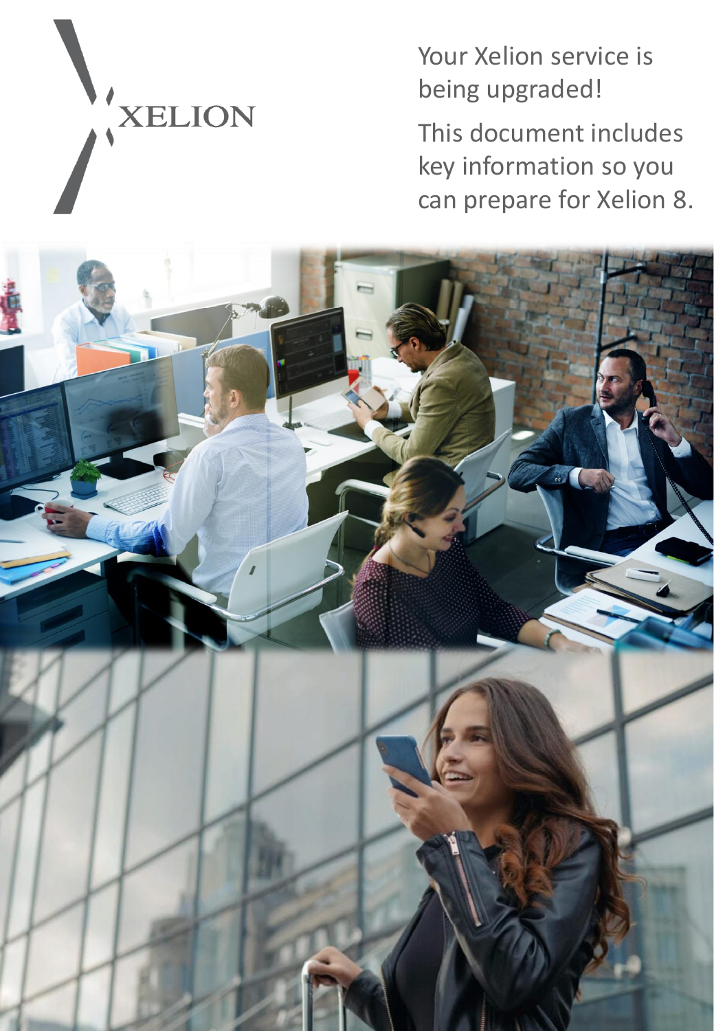XELION

Your Xelion service is being upgraded!

This document includes key information so you can prepare for Xelion 8.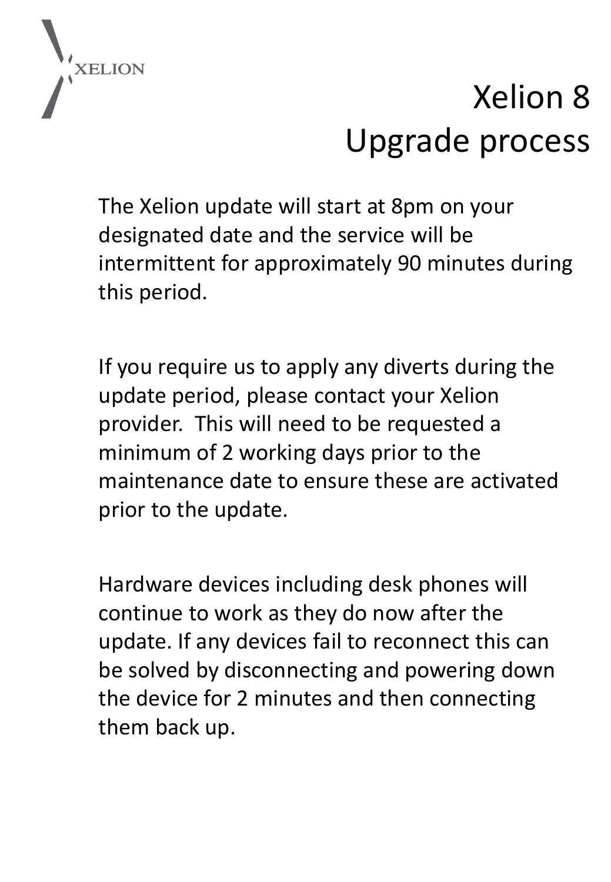# Xelion 8
# Upgrade process

The Xelion update will start at 8pm on your designated date and the service will be intermittent for approximately 90 minutes during this period.

If you require us to apply any diverts during the update period, please contact your Xelion provider. This will need to be requested a minimum of 2 working days prior to the maintenance date to ensure these are activated prior to the update.

Hardware devices including desk phones will continue to work as they do now after the update. If any devices fail to reconnect this can be solved by disconnecting and powering down the device for 2 minutes and then connecting them back up.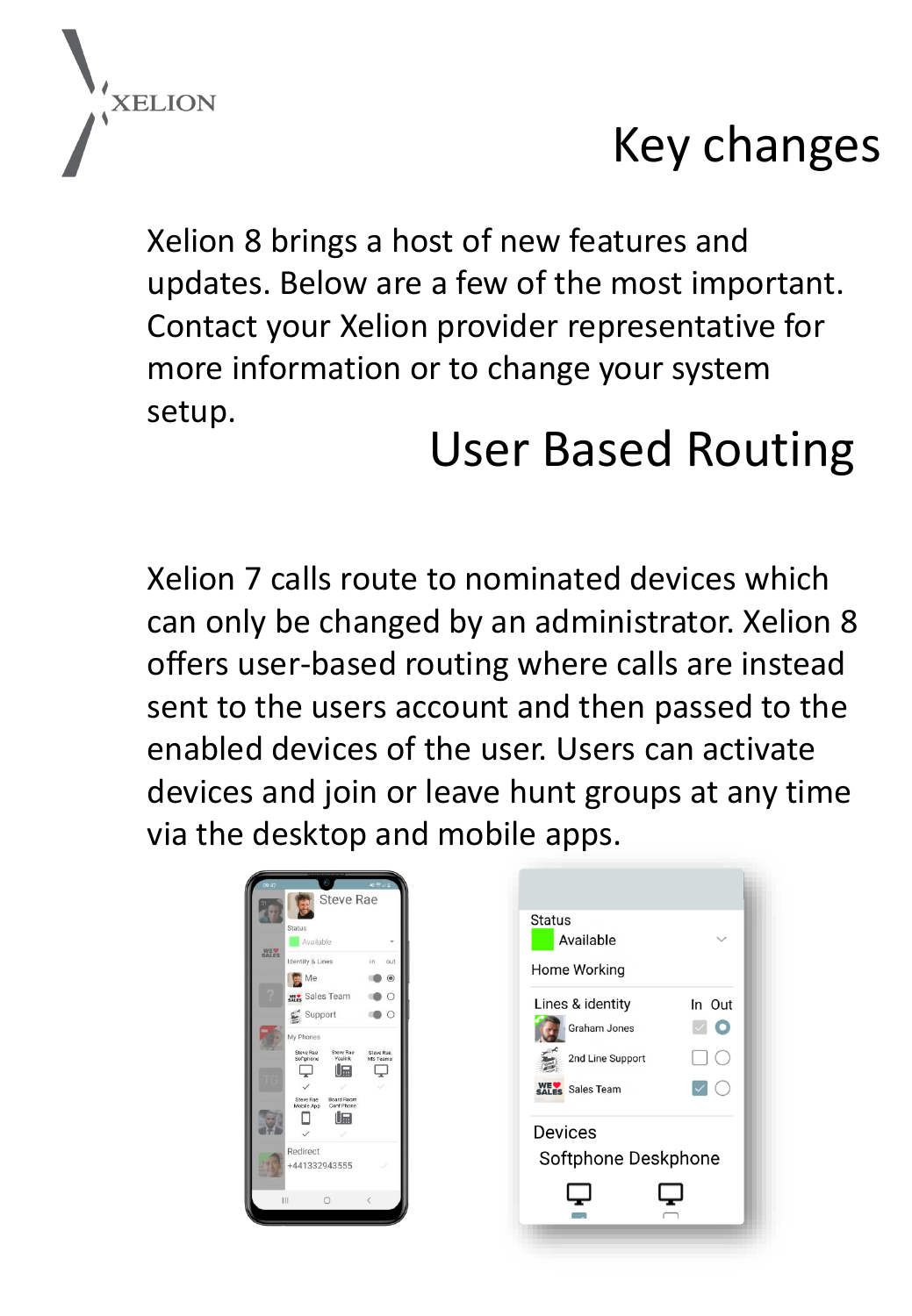# Key changes

Xelion 8 brings a host of new features and updates. Below are a few of the most important. Contact your Xelion provider representative for more information or to change your system setup.

## User Based Routing

Xelion 7 calls route to nominated devices which can only be changed by an administrator. Xelion 8 offers user-based routing where calls are instead sent to the users account and then passed to the enabled devices of the user. Users can activate devices and join or leave hunt groups at any time via the desktop and mobile apps.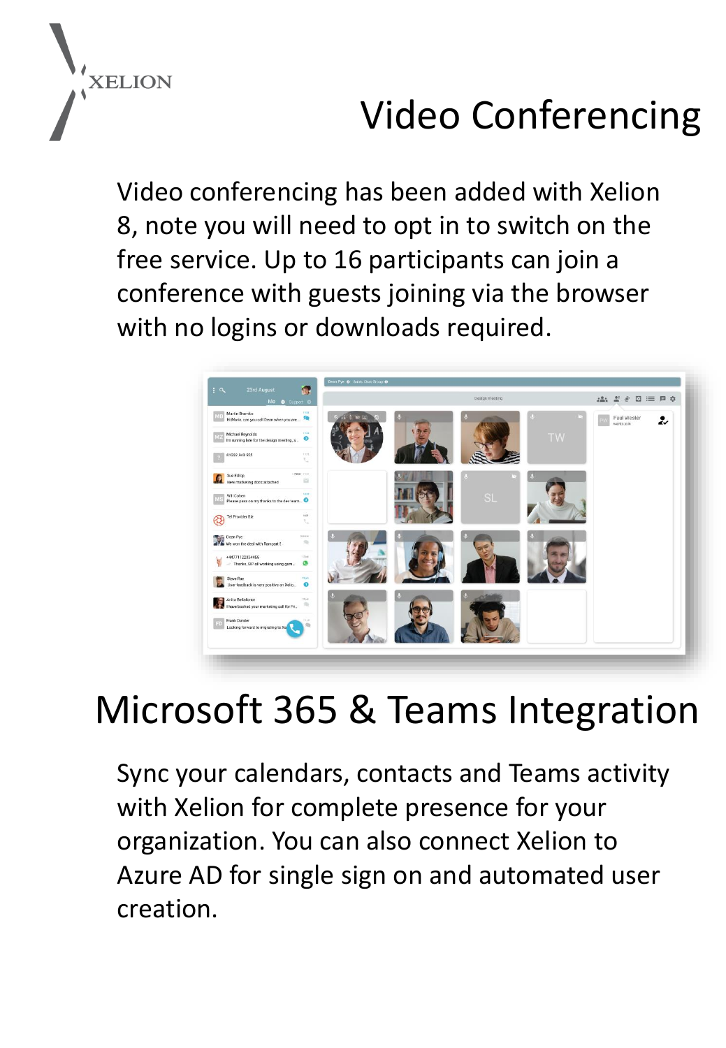# Video Conferencing

Video conferencing has been added with Xelion 8, note you will need to opt in to switch on the free service. Up to 16 participants can join a conference with guests joining via the browser with no logins or downloads required.

# Microsoft 365 & Teams Integration

Sync your calendars, contacts and Teams activity with Xelion for complete presence for your organization. You can also connect Xelion to Azure AD for single sign on and automated user creation.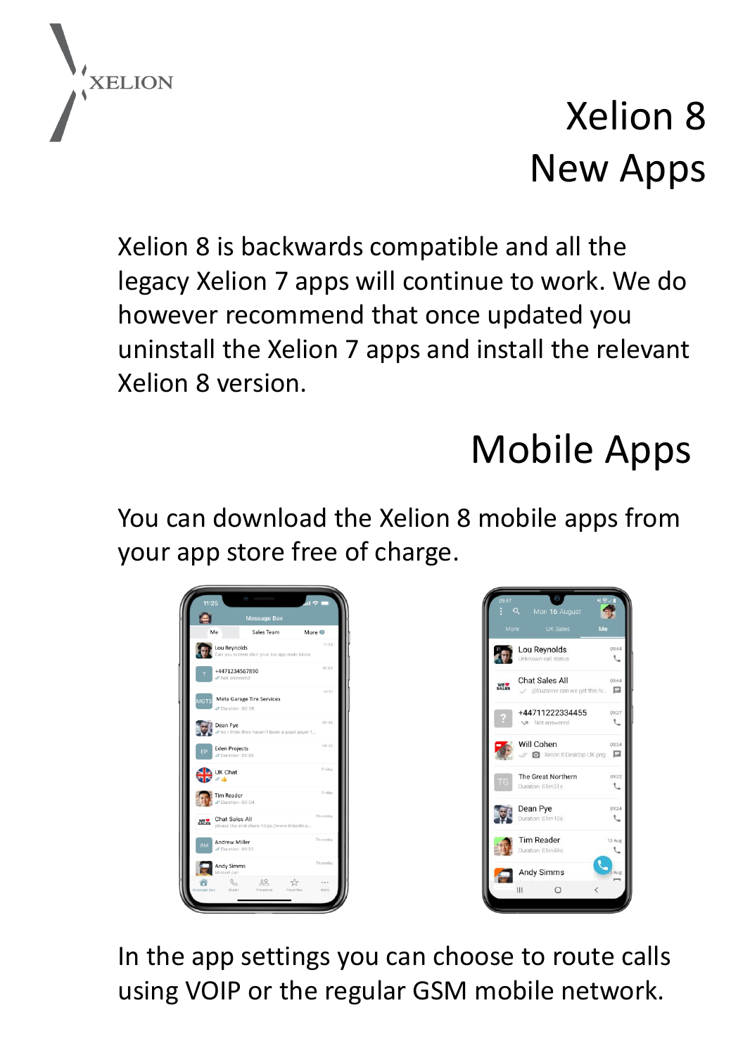# Xelion 8 New Apps

Xelion 8 is backwards compatible and all the legacy Xelion 7 apps will continue to work. We do however recommend that once updated you uninstall the Xelion 7 apps and install the relevant Xelion 8 version.

## Mobile Apps

You can download the Xelion 8 mobile apps from your app store free of charge.

In the app settings you can choose to route calls using VOIP or the regular GSM mobile network.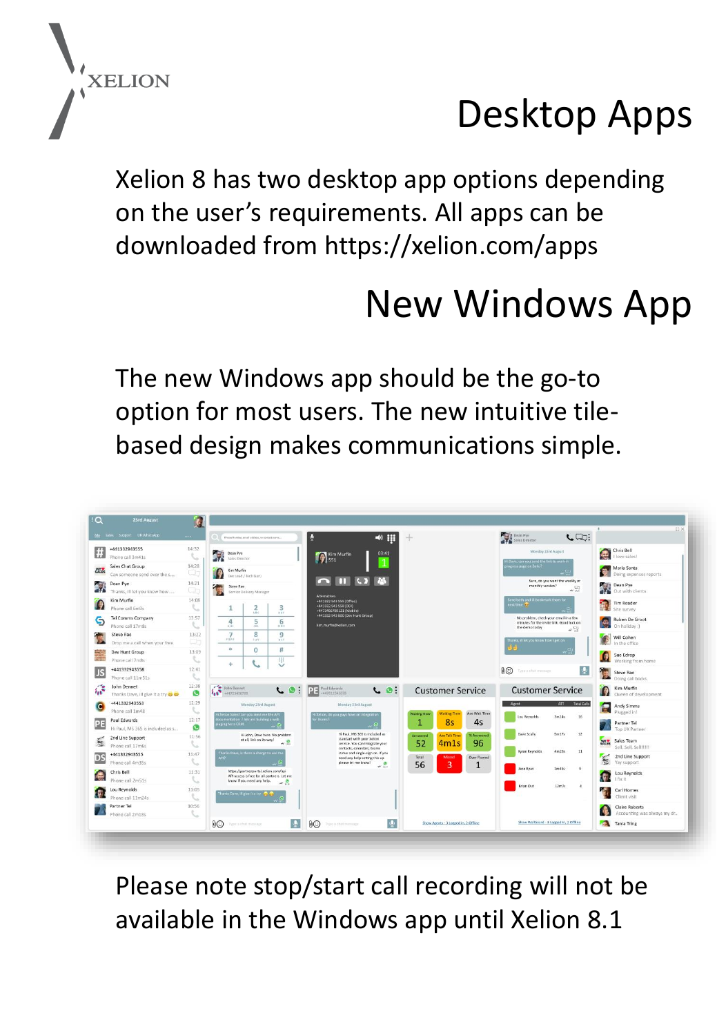# Desktop Apps

Xelion 8 has two desktop app options depending on the user's requirements. All apps can be downloaded from https://xelion.com/apps

## New Windows App

The new Windows app should be the go-to option for most users. The new intuitive tile-based design makes communications simple.

Please note stop/start call recording will not be available in the Windows app until Xelion 8.1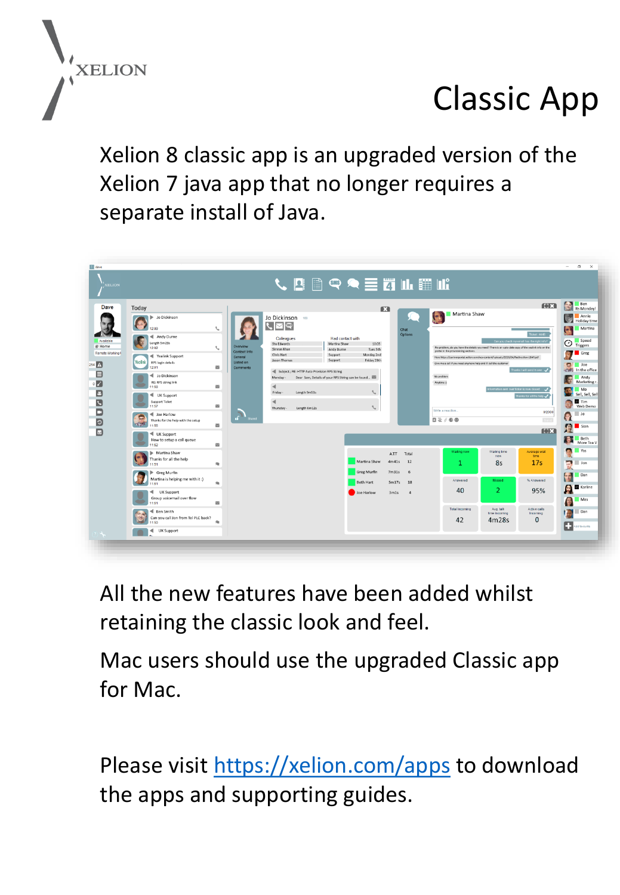# Classic App

Xelion 8 classic app is an upgraded version of the Xelion 7 java app that no longer requires a separate install of Java.

All the new features have been added whilst retaining the classic look and feel.

Mac users should use the upgraded Classic app for Mac.

Please visit https://xelion.com/apps to download the apps and supporting guides.